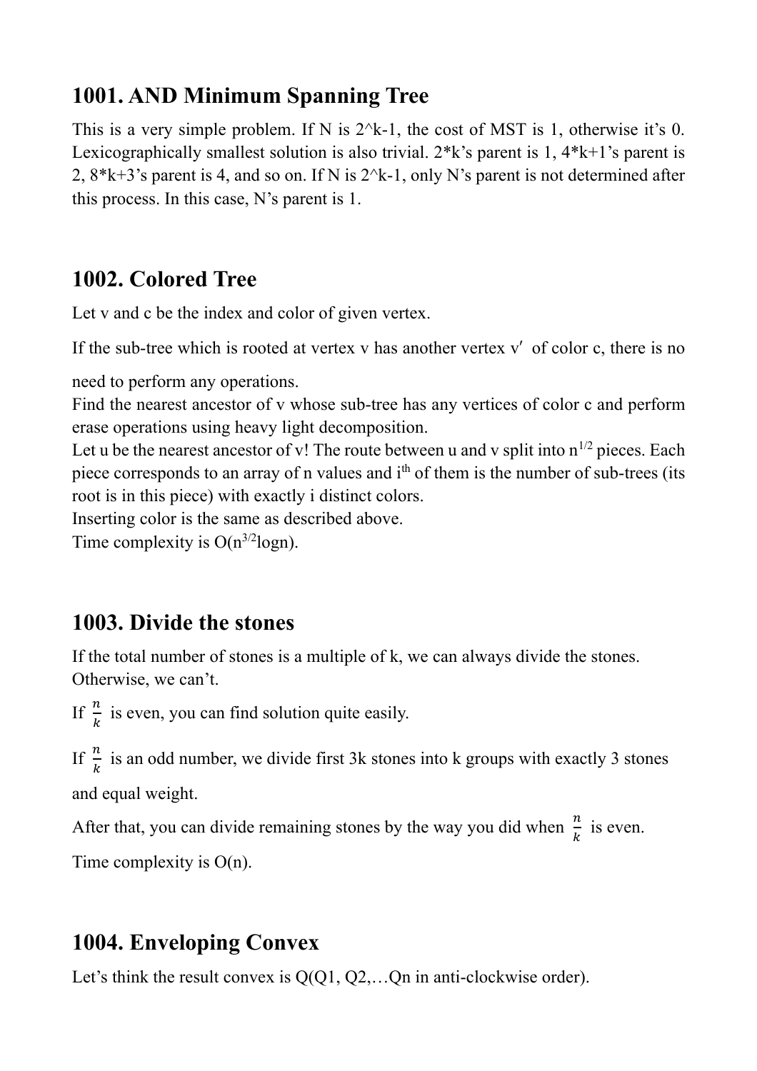## 1001. AND Minimum Spanning Tree

This is a very simple problem. If N is 2^k-1, the cost of MST is 1, otherwise it's 0. Lexicographically smallest solution is also trivial. 2*k's parent is 1, 4*k+1's parent is 2, 8*k+3's parent is 4, and so on. If N is 2^k-1, only N's parent is not determined after this process. In this case, N's parent is 1.

## 1002. Colored Tree

Let v and c be the index and color of given vertex.

If the sub-tree which is rooted at vertex v has another vertex v′ of color c, there is no need to perform any operations.

Find the nearest ancestor of v whose sub-tree has any vertices of color c and perform erase operations using heavy light decomposition.

Let u be the nearest ancestor of v! The route between u and v split into $n^{1/2}$ pieces. Each piece corresponds to an array of n values and $i^{th}$ of them is the number of sub-trees (its root is in this piece) with exactly i distinct colors.

Inserting color is the same as described above.

Time complexity is $O(n^{3/2}\log n)$.

## 1003. Divide the stones

If the total number of stones is a multiple of k, we can always divide the stones. Otherwise, we can't.

If $\frac{n}{k}$ is even, you can find solution quite easily.

If $\frac{n}{k}$ is an odd number, we divide first 3k stones into k groups with exactly 3 stones and equal weight.

After that, you can divide remaining stones by the way you did when $\frac{n}{k}$ is even.

Time complexity is O(n).

## 1004. Enveloping Convex

Let's think the result convex is Q(Q1, Q2,…Qn in anti-clockwise order).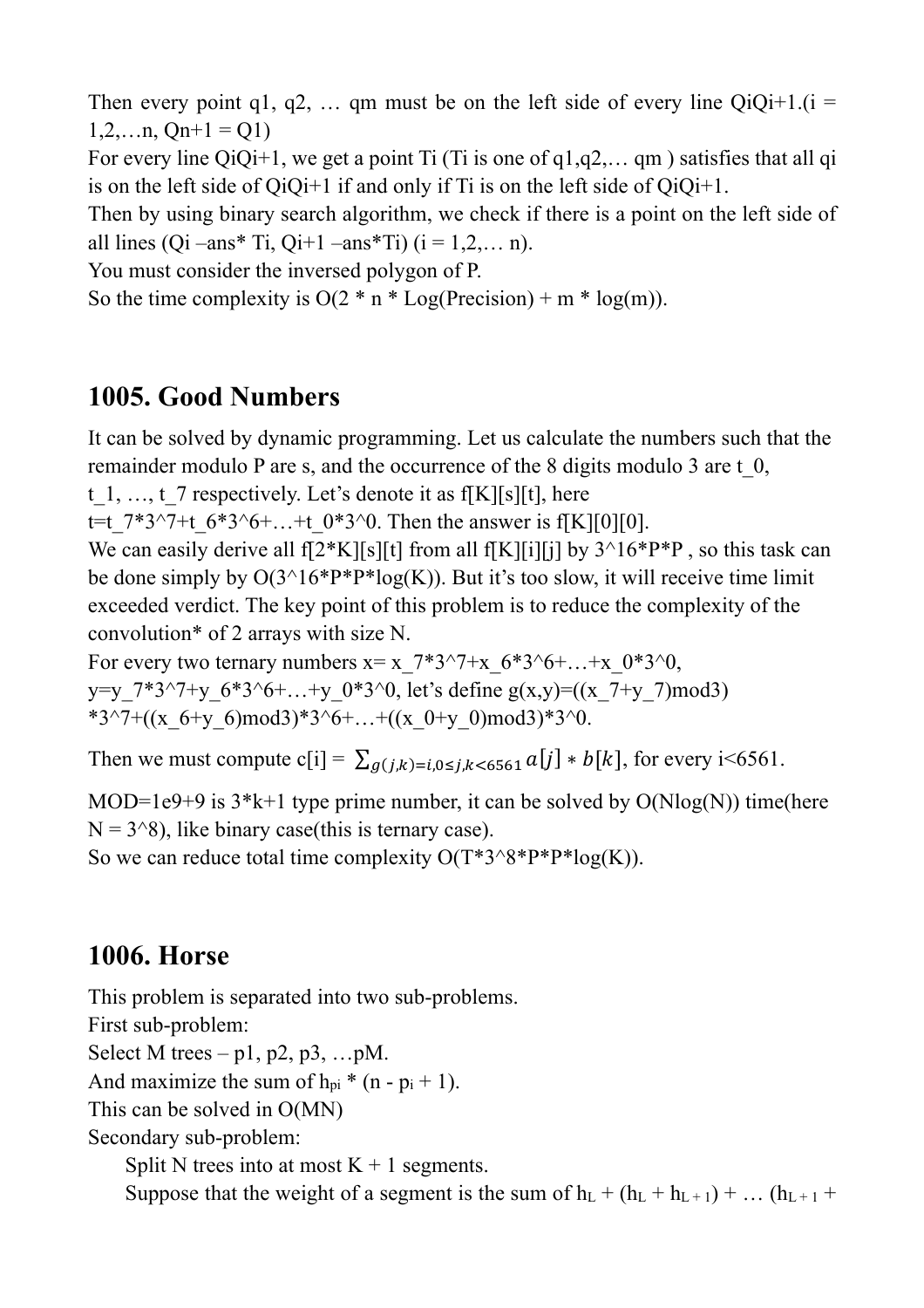Then every point q1, q2, … qm must be on the left side of every line QiQi+1.(i = 1,2,…n, Qn+1 = Q1)

For every line QiQi+1, we get a point Ti (Ti is one of q1,q2,… qm ) satisfies that all qi is on the left side of QiQi+1 if and only if Ti is on the left side of QiQi+1.

Then by using binary search algorithm, we check if there is a point on the left side of all lines (Qi –ans* Ti, Qi+1 –ans*Ti) (i = 1,2,… n).

You must consider the inversed polygon of P.

So the time complexity is O(2 * n * Log(Precision) + m * log(m)).

## 1005. Good Numbers

It can be solved by dynamic programming. Let us calculate the numbers such that the remainder modulo P are s, and the occurrence of the 8 digits modulo 3 are t_0, t_1, …, t_7 respectively. Let's denote it as f[K][s][t], here t=t_7*3^7+t_6*3^6+…+t_0*3^0. Then the answer is f[K][0][0].

We can easily derive all f[2*K][s][t] from all f[K][i][j] by 3^16*P*P , so this task can be done simply by O(3^16*P*P*log(K)). But it's too slow, it will receive time limit exceeded verdict. The key point of this problem is to reduce the complexity of the convolution* of 2 arrays with size N.

For every two ternary numbers x= x_7*3^7+x_6*3^6+…+x_0*3^0, y=y_7*3^7+y_6*3^6+…+y_0*3^0, let's define g(x,y)=((x_7+y_7)mod3) *3^7+((x_6+y_6)mod3)*3^6+…+((x_0+y_0)mod3)*3^0.

Then we must compute c[i] = $\sum_{g(j,k)=i, 0\le j,k<6561} a[j] * b[k]$, for every i<6561.

MOD=1e9+9 is 3*k+1 type prime number, it can be solved by O(Nlog(N)) time(here N = 3^8), like binary case(this is ternary case).

So we can reduce total time complexity O(T*3^8*P*P*log(K)).

## 1006. Horse

This problem is separated into two sub-problems.

First sub-problem:

Select M trees – p1, p2, p3, …pM.

And maximize the sum of $h_{pi} * (n - p_i + 1)$.

This can be solved in O(MN)

Secondary sub-problem:

Split N trees into at most K + 1 segments.

Suppose that the weight of a segment is the sum of $h_L + (h_L + h_{L+1}) + … (h_{L+1} +$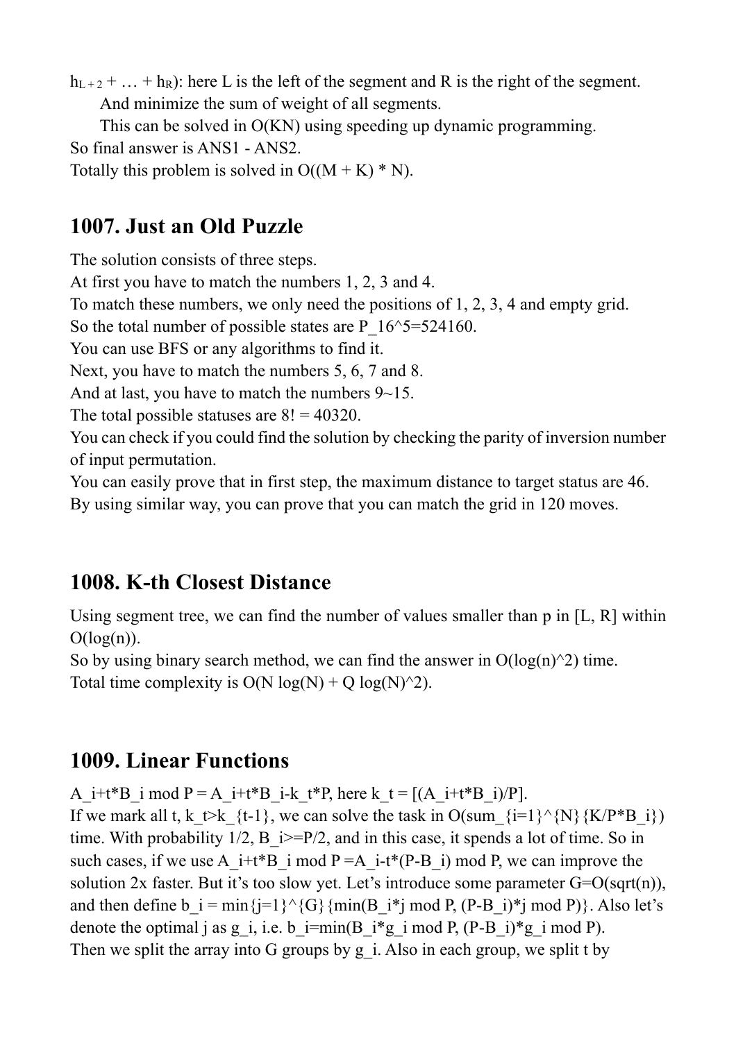$h_{L+2} + \ldots + h_R$): here L is the left of the segment and R is the right of the segment.

And minimize the sum of weight of all segments.

This can be solved in O(KN) using speeding up dynamic programming.

So final answer is ANS1 - ANS2.

Totally this problem is solved in O((M + K) * N).

## 1007. Just an Old Puzzle

The solution consists of three steps.

At first you have to match the numbers 1, 2, 3 and 4.

To match these numbers, we only need the positions of 1, 2, 3, 4 and empty grid.

So the total number of possible states are $P\_16^5=524160$.

You can use BFS or any algorithms to find it.

Next, you have to match the numbers 5, 6, 7 and 8.

And at last, you have to match the numbers 9~15.

The total possible statuses are 8! = 40320.

You can check if you could find the solution by checking the parity of inversion number of input permutation.

You can easily prove that in first step, the maximum distance to target status are 46.

By using similar way, you can prove that you can match the grid in 120 moves.

## 1008. K-th Closest Distance

Using segment tree, we can find the number of values smaller than p in [L, R] within O(log(n)).

So by using binary search method, we can find the answer in O(log(n)^2) time.

Total time complexity is O(N log(N) + Q log(N)^2).

## 1009. Linear Functions

A_i+t*B_i mod P = A_i+t*B_i-k_t*P, here k_t = [(A_i+t*B_i)/P].

If we mark all t, k_t>k_{t-1}, we can solve the task in O(sum_{i=1}^{N}{K/P*B_i}) time. With probability 1/2, B_i>=P/2, and in this case, it spends a lot of time. So in such cases, if we use A_i+t*B_i mod P =A_i-t*(P-B_i) mod P, we can improve the solution 2x faster. But it's too slow yet. Let's introduce some parameter G=O(sqrt(n)), and then define b_i = min{j=1}^{G}{min(B_i*j mod P, (P-B_i)*j mod P)}. Also let's denote the optimal j as g_i, i.e. b_i=min(B_i*g_i mod P, (P-B_i)*g_i mod P).

Then we split the array into G groups by g_i. Also in each group, we split t by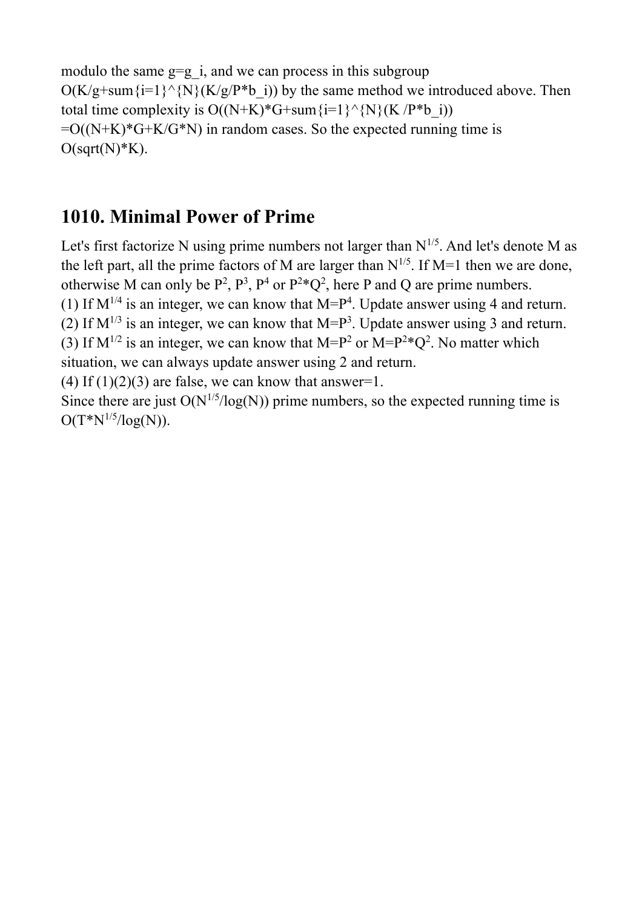modulo the same $g=g_i$, and we can process in this subgroup $O(K/g+\sum_{i=1}^{N}(K/g/P*b_i))$ by the same method we introduced above. Then total time complexity is $O((N+K)*G+\sum_{i=1}^{N}(K/P*b_i))$ $=O((N+K)*G+K/G*N)$ in random cases. So the expected running time is $O(\sqrt{N}*K)$.

## 1010. Minimal Power of Prime

Let's first factorize N using prime numbers not larger than $N^{1/5}$. And let's denote M as the left part, all the prime factors of M are larger than $N^{1/5}$. If M=1 then we are done, otherwise M can only be $P^2$, $P^3$, $P^4$ or $P^2*Q^2$, here P and Q are prime numbers.

(1) If $M^{1/4}$ is an integer, we can know that $M=P^4$. Update answer using 4 and return.
(2) If $M^{1/3}$ is an integer, we can know that $M=P^3$. Update answer using 3 and return.
(3) If $M^{1/2}$ is an integer, we can know that $M=P^2$ or $M=P^2*Q^2$. No matter which situation, we can always update answer using 2 and return.
(4) If (1)(2)(3) are false, we can know that answer=1.

Since there are just $O(N^{1/5}/\log(N))$ prime numbers, so the expected running time is $O(T*N^{1/5}/\log(N))$.